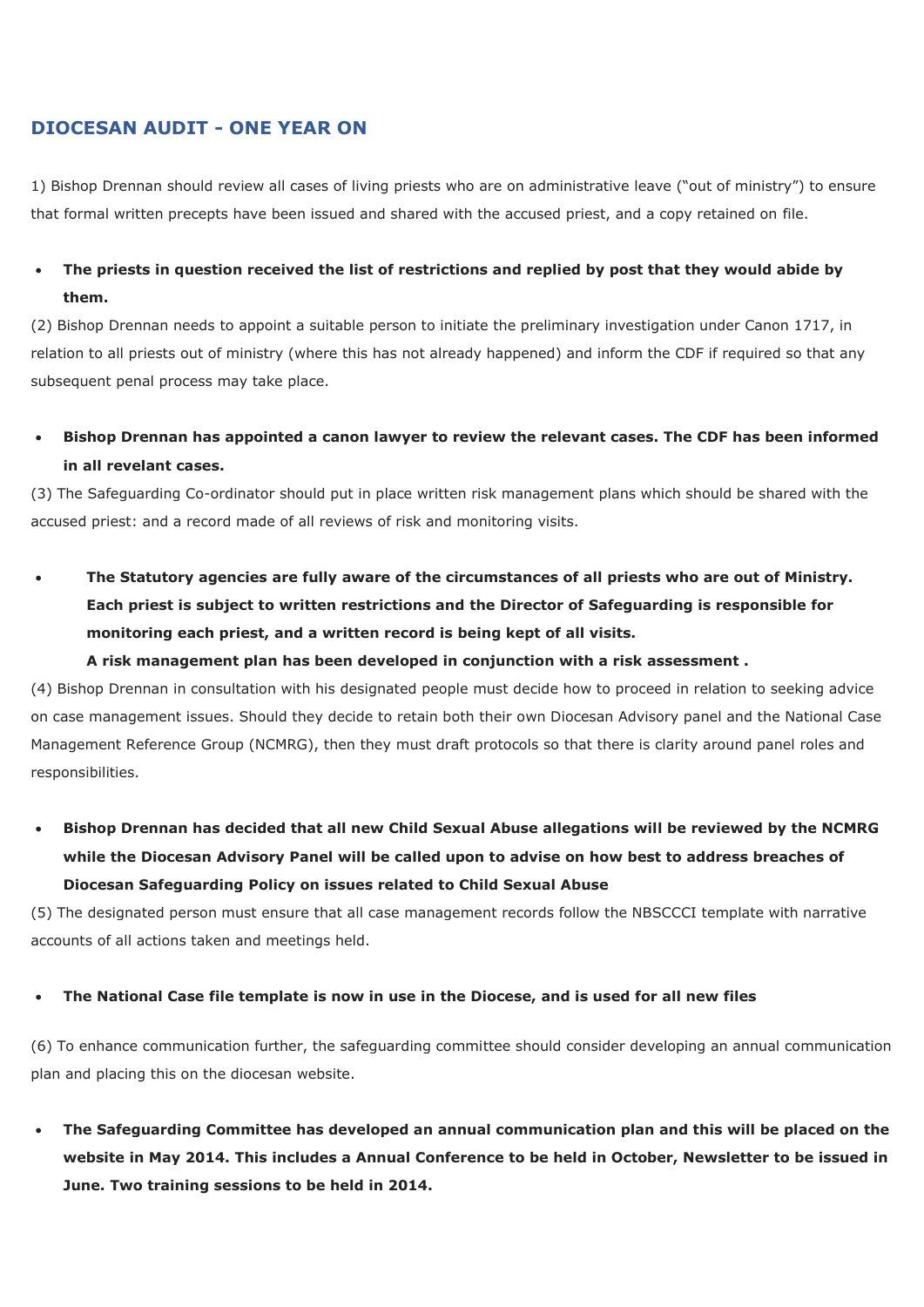## DIOCESAN AUDIT - ONE YEAR ON

1) Bishop Drennan should review all cases of living priests who are on administrative leave ("out of ministry") to ensure that formal written precepts have been issued and shared with the accused priest, and a copy retained on file.

- **The priests in question received the list of restrictions and replied by post that they would abide by them.**

(2) Bishop Drennan needs to appoint a suitable person to initiate the preliminary investigation under Canon 1717, in relation to all priests out of ministry (where this has not already happened) and inform the CDF if required so that any subsequent penal process may take place.

- **Bishop Drennan has appointed a canon lawyer to review the relevant cases. The CDF has been informed in all revelant cases.**

(3) The Safeguarding Co-ordinator should put in place written risk management plans which should be shared with the accused priest: and a record made of all reviews of risk and monitoring visits.

- **The Statutory agencies are fully aware of the circumstances of all priests who are out of Ministry. Each priest is subject to written restrictions and the Director of Safeguarding is responsible for monitoring each priest, and a written record is being kept of all visits.**
  **A risk management plan has been developed in conjunction with a risk assessment .**

(4) Bishop Drennan in consultation with his designated people must decide how to proceed in relation to seeking advice on case management issues. Should they decide to retain both their own Diocesan Advisory panel and the National Case Management Reference Group (NCMRG), then they must draft protocols so that there is clarity around panel roles and responsibilities.

- **Bishop Drennan has decided that all new Child Sexual Abuse allegations will be reviewed by the NCMRG while the Diocesan Advisory Panel will be called upon to advise on how best to address breaches of Diocesan Safeguarding Policy on issues related to Child Sexual Abuse**

(5) The designated person must ensure that all case management records follow the NBSCCCI template with narrative accounts of all actions taken and meetings held.

- **The National Case file template is now in use in the Diocese, and is used for all new files**

(6) To enhance communication further, the safeguarding committee should consider developing an annual communication plan and placing this on the diocesan website.

- **The Safeguarding Committee has developed an annual communication plan and this will be placed on the website in May 2014. This includes a Annual Conference to be held in October, Newsletter to be issued in June. Two training sessions to be held in 2014.**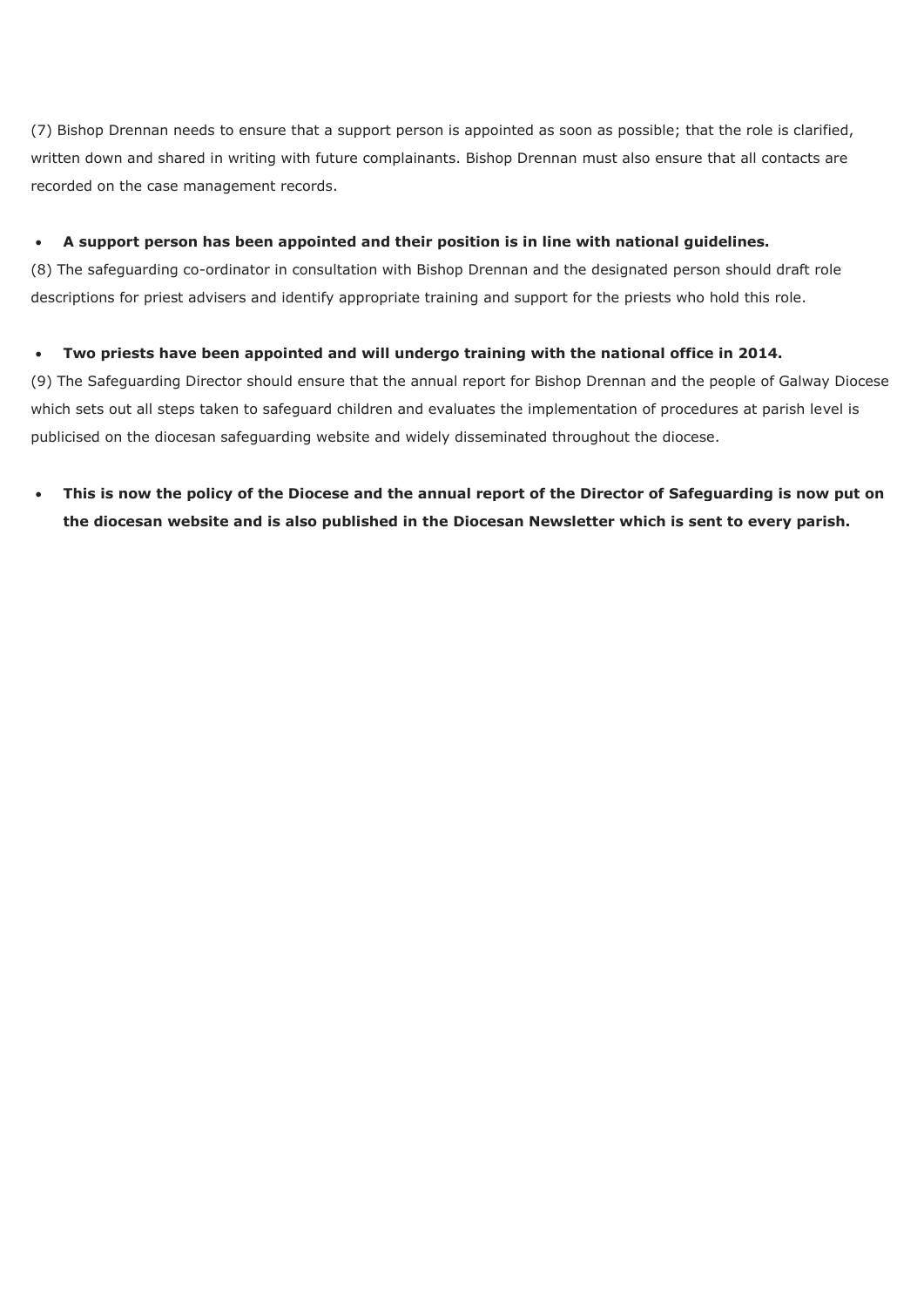(7) Bishop Drennan needs to ensure that a support person is appointed as soon as possible; that the role is clarified, written down and shared in writing with future complainants. Bishop Drennan must also ensure that all contacts are recorded on the case management records.

- **A support person has been appointed and their position is in line with national guidelines.**

(8) The safeguarding co-ordinator in consultation with Bishop Drennan and the designated person should draft role descriptions for priest advisers and identify appropriate training and support for the priests who hold this role.

- **Two priests have been appointed and will undergo training with the national office in 2014.**

(9) The Safeguarding Director should ensure that the annual report for Bishop Drennan and the people of Galway Diocese which sets out all steps taken to safeguard children and evaluates the implementation of procedures at parish level is publicised on the diocesan safeguarding website and widely disseminated throughout the diocese.

- **This is now the policy of the Diocese and the annual report of the Director of Safeguarding is now put on the diocesan website and is also published in the Diocesan Newsletter which is sent to every parish.**